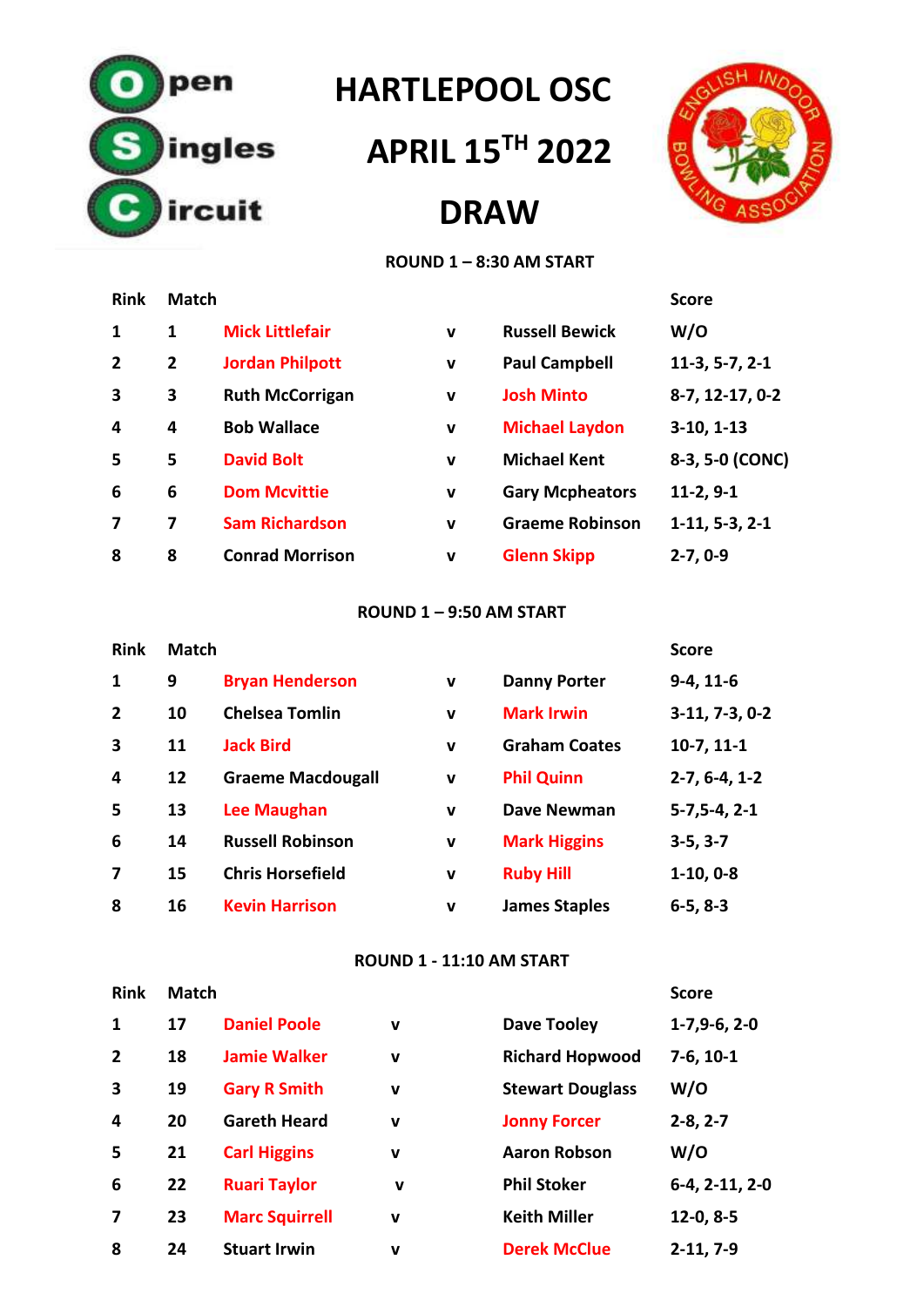# HARTLEPOOL OSC

# APRIL 15TH 2022

# DRAW

### ROUND 1 – 8:30 AM START

| Rink | Match | | | | Score |
|---|---|---|---|---|---|
| 1 | 1 | Mick Littlefair | v | Russell Bewick | W/O |
| 2 | 2 | Jordan Philpott | v | Paul Campbell | 11-3, 5-7, 2-1 |
| 3 | 3 | Ruth McCorrigan | v | Josh Minto | 8-7, 12-17, 0-2 |
| 4 | 4 | Bob Wallace | v | Michael Laydon | 3-10, 1-13 |
| 5 | 5 | David Bolt | v | Michael Kent | 8-3, 5-0 (CONC) |
| 6 | 6 | Dom Mcvittie | v | Gary Mcpheators | 11-2, 9-1 |
| 7 | 7 | Sam Richardson | v | Graeme Robinson | 1-11, 5-3, 2-1 |
| 8 | 8 | Conrad Morrison | v | Glenn Skipp | 2-7, 0-9 |

### ROUND 1 – 9:50 AM START

| Rink | Match | | | | Score |
|---|---|---|---|---|---|
| 1 | 9 | Bryan Henderson | v | Danny Porter | 9-4, 11-6 |
| 2 | 10 | Chelsea Tomlin | v | Mark Irwin | 3-11, 7-3, 0-2 |
| 3 | 11 | Jack Bird | v | Graham Coates | 10-7, 11-1 |
| 4 | 12 | Graeme Macdougall | v | Phil Quinn | 2-7, 6-4, 1-2 |
| 5 | 13 | Lee Maughan | v | Dave Newman | 5-7,5-4, 2-1 |
| 6 | 14 | Russell Robinson | v | Mark Higgins | 3-5, 3-7 |
| 7 | 15 | Chris Horsefield | v | Ruby Hill | 1-10, 0-8 |
| 8 | 16 | Kevin Harrison | v | James Staples | 6-5, 8-3 |

### ROUND 1 - 11:10 AM START

| Rink | Match | | | | Score |
|---|---|---|---|---|---|
| 1 | 17 | Daniel Poole | v | Dave Tooley | 1-7,9-6, 2-0 |
| 2 | 18 | Jamie Walker | v | Richard Hopwood | 7-6, 10-1 |
| 3 | 19 | Gary R Smith | v | Stewart Douglass | W/O |
| 4 | 20 | Gareth Heard | v | Jonny Forcer | 2-8, 2-7 |
| 5 | 21 | Carl Higgins | v | Aaron Robson | W/O |
| 6 | 22 | Ruari Taylor | v | Phil Stoker | 6-4, 2-11, 2-0 |
| 7 | 23 | Marc Squirrell | v | Keith Miller | 12-0, 8-5 |
| 8 | 24 | Stuart Irwin | v | Derek McClue | 2-11, 7-9 |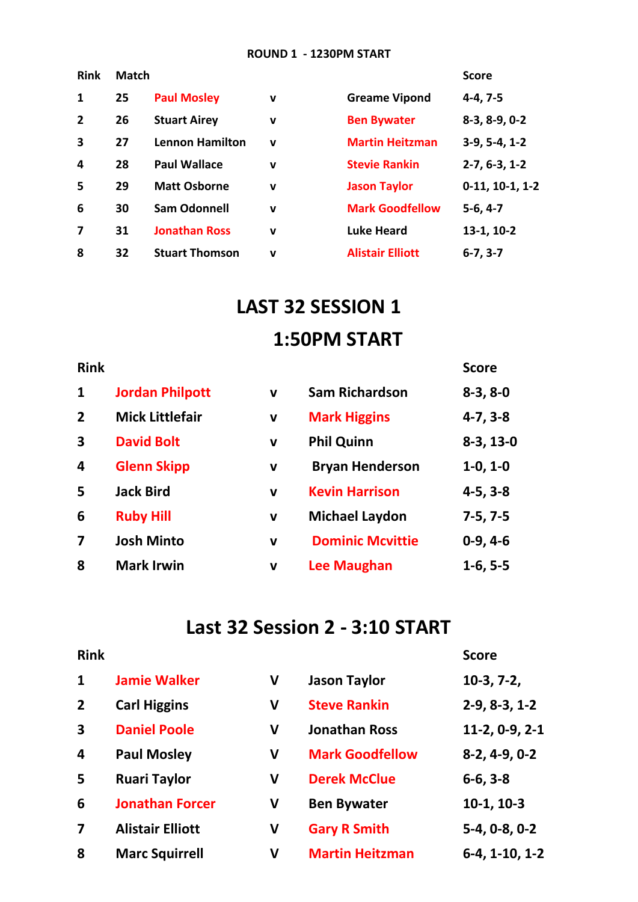### ROUND 1 - 1230PM START

| Rink | Match | | | | Score |
|---|---|---|---|---|---|
| 1 | 25 | Paul Mosley | v | Greame Vipond | 4-4, 7-5 |
| 2 | 26 | Stuart Airey | v | Ben Bywater | 8-3, 8-9, 0-2 |
| 3 | 27 | Lennon Hamilton | v | Martin Heitzman | 3-9, 5-4, 1-2 |
| 4 | 28 | Paul Wallace | v | Stevie Rankin | 2-7, 6-3, 1-2 |
| 5 | 29 | Matt Osborne | v | Jason Taylor | 0-11, 10-1, 1-2 |
| 6 | 30 | Sam Odonnell | v | Mark Goodfellow | 5-6, 4-7 |
| 7 | 31 | Jonathan Ross | v | Luke Heard | 13-1, 10-2 |
| 8 | 32 | Stuart Thomson | v | Alistair Elliott | 6-7, 3-7 |

## LAST 32 SESSION 1

## 1:50PM START

| Rink | | | | Score |
|---|---|---|---|---|
| 1 | Jordan Philpott | v | Sam Richardson | 8-3, 8-0 |
| 2 | Mick Littlefair | v | Mark Higgins | 4-7, 3-8 |
| 3 | David Bolt | v | Phil Quinn | 8-3, 13-0 |
| 4 | Glenn Skipp | v | Bryan Henderson | 1-0, 1-0 |
| 5 | Jack Bird | v | Kevin Harrison | 4-5, 3-8 |
| 6 | Ruby Hill | v | Michael Laydon | 7-5, 7-5 |
| 7 | Josh Minto | v | Dominic Mcvittie | 0-9, 4-6 |
| 8 | Mark Irwin | v | Lee Maughan | 1-6, 5-5 |

## Last 32 Session 2 - 3:10 START

| Rink | | | | Score |
|---|---|---|---|---|
| 1 | Jamie Walker | V | Jason Taylor | 10-3, 7-2, |
| 2 | Carl Higgins | V | Steve Rankin | 2-9, 8-3, 1-2 |
| 3 | Daniel Poole | V | Jonathan Ross | 11-2, 0-9, 2-1 |
| 4 | Paul Mosley | V | Mark Goodfellow | 8-2, 4-9, 0-2 |
| 5 | Ruari Taylor | V | Derek McClue | 6-6, 3-8 |
| 6 | Jonathan Forcer | V | Ben Bywater | 10-1, 10-3 |
| 7 | Alistair Elliott | V | Gary R Smith | 5-4, 0-8, 0-2 |
| 8 | Marc Squirrell | V | Martin Heitzman | 6-4, 1-10, 1-2 |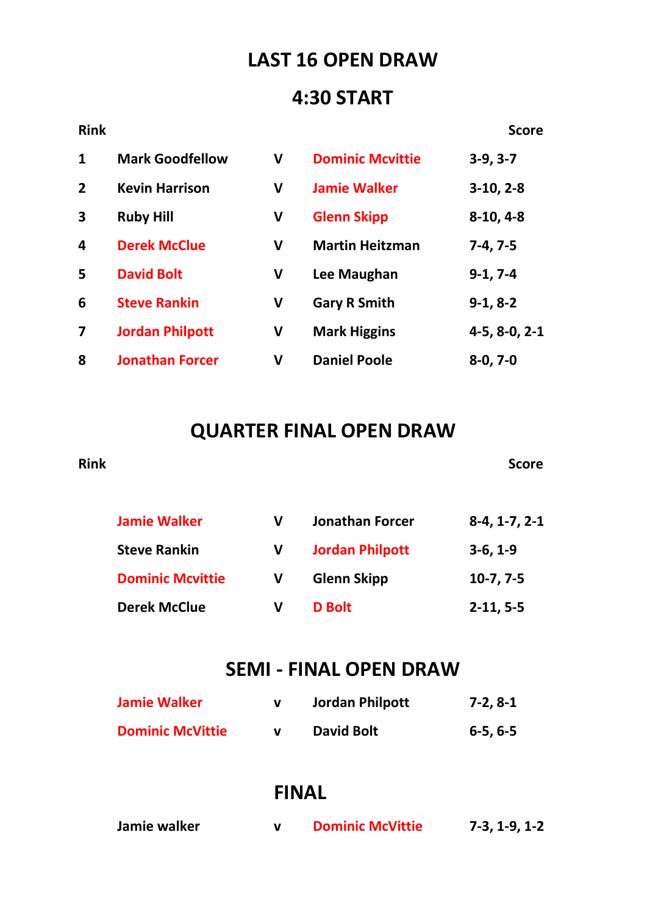# LAST 16 OPEN DRAW

## 4:30 START

| Rink | | | | Score |
|---|---|---|---|---|
| 1 | Mark Goodfellow | V | Dominic Mcvittie | 3-9, 3-7 |
| 2 | Kevin Harrison | V | Jamie Walker | 3-10, 2-8 |
| 3 | Ruby Hill | V | Glenn Skipp | 8-10, 4-8 |
| 4 | Derek McClue | V | Martin Heitzman | 7-4, 7-5 |
| 5 | David Bolt | V | Lee Maughan | 9-1, 7-4 |
| 6 | Steve Rankin | V | Gary R Smith | 9-1, 8-2 |
| 7 | Jordan Philpott | V | Mark Higgins | 4-5, 8-0, 2-1 |
| 8 | Jonathan Forcer | V | Daniel Poole | 8-0, 7-0 |

# QUARTER FINAL OPEN DRAW

| Rink | | | | Score |
|---|---|---|---|---|
| | Jamie Walker | V | Jonathan Forcer | 8-4, 1-7, 2-1 |
| | Steve Rankin | V | Jordan Philpott | 3-6, 1-9 |
| | Dominic Mcvittie | V | Glenn Skipp | 10-7, 7-5 |
| | Derek McClue | V | D Bolt | 2-11, 5-5 |

# SEMI - FINAL OPEN DRAW

| | | | |
|---|---|---|---|
| Jamie Walker | v | Jordan Philpott | 7-2, 8-1 |
| Dominic McVittie | v | David Bolt | 6-5, 6-5 |

# FINAL

| | | | |
|---|---|---|---|
| Jamie walker | v | Dominic McVittie | 7-3, 1-9, 1-2 |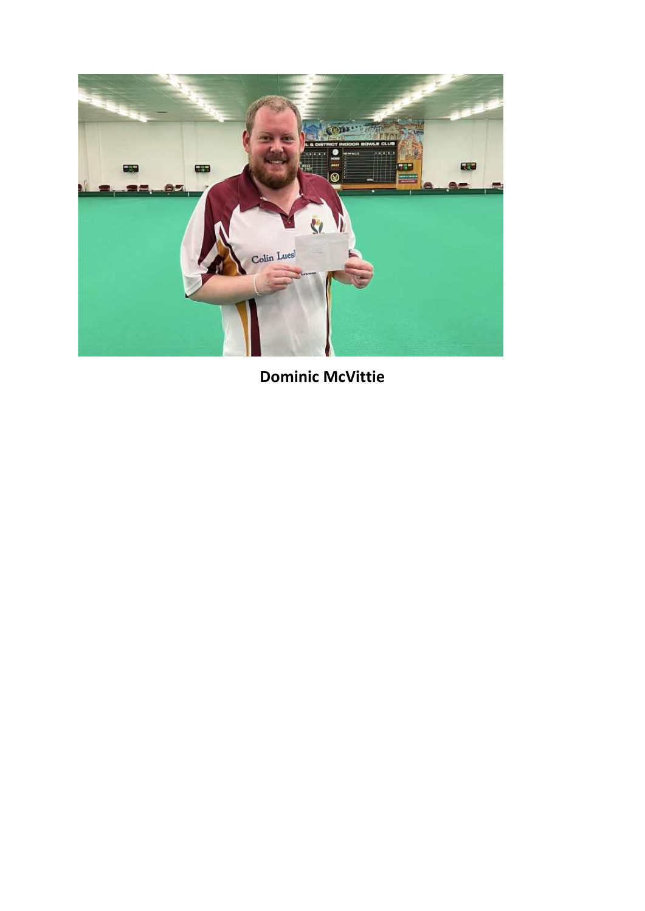**Dominic McVittie**